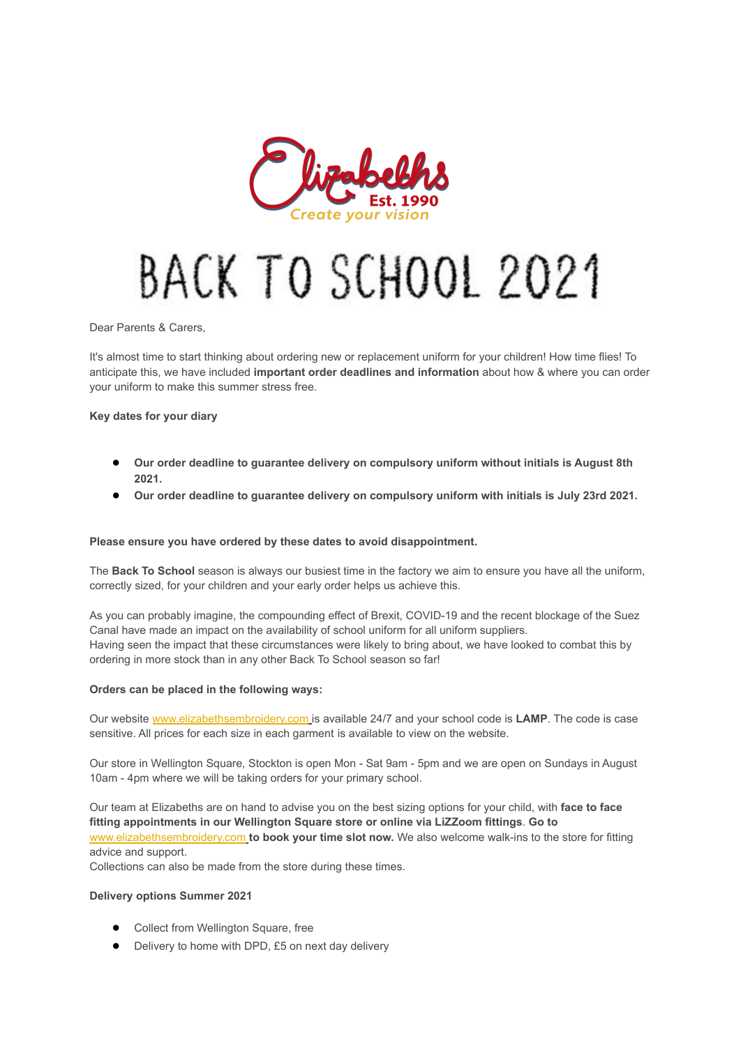Elizabeths Est. 1990

*Create your vision*

# BACK TO SCHOOL 2021

Dear Parents & Carers,

It's almost time to start thinking about ordering new or replacement uniform for your children! How time flies! To anticipate this, we have included **important order deadlines and information** about how & where you can order your uniform to make this summer stress free.

**Key dates for your diary**

- **Our order deadline to guarantee delivery on compulsory uniform without initials is August 8th 2021.**
- **Our order deadline to guarantee delivery on compulsory uniform with initials is July 23rd 2021.**

**Please ensure you have ordered by these dates to avoid disappointment.**

The **Back To School** season is always our busiest time in the factory we aim to ensure you have all the uniform, correctly sized, for your children and your early order helps us achieve this.

As you can probably imagine, the compounding effect of Brexit, COVID-19 and the recent blockage of the Suez Canal have made an impact on the availability of school uniform for all uniform suppliers.
Having seen the impact that these circumstances were likely to bring about, we have looked to combat this by ordering in more stock than in any other Back To School season so far!

**Orders can be placed in the following ways:**

Our website www.elizabethsembroidery.com is available 24/7 and your school code is **LAMP**. The code is case sensitive. All prices for each size in each garment is available to view on the website.

Our store in Wellington Square, Stockton is open Mon - Sat 9am - 5pm and we are open on Sundays in August 10am - 4pm where we will be taking orders for your primary school.

Our team at Elizabeths are on hand to advise you on the best sizing options for your child, with **face to face fitting appointments in our Wellington Square store or online via LiZZoom fittings**. **Go to** www.elizabethsembroidery.com **to book your time slot now.** We also welcome walk-ins to the store for fitting advice and support.
Collections can also be made from the store during these times.

**Delivery options Summer 2021**

- Collect from Wellington Square, free
- Delivery to home with DPD, £5 on next day delivery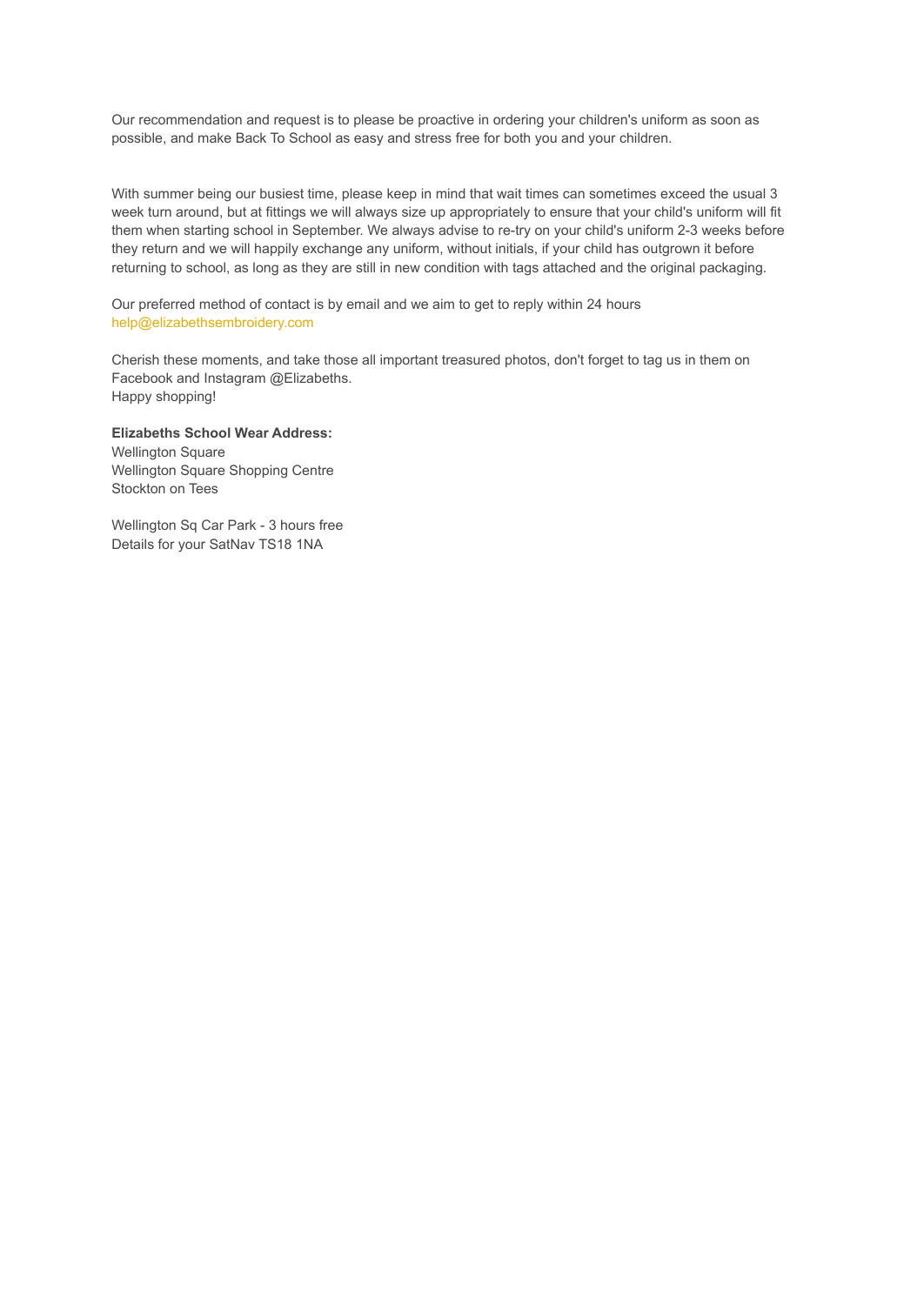Our recommendation and request is to please be proactive in ordering your children's uniform as soon as possible, and make Back To School as easy and stress free for both you and your children.

With summer being our busiest time, please keep in mind that wait times can sometimes exceed the usual 3 week turn around, but at fittings we will always size up appropriately to ensure that your child's uniform will fit them when starting school in September. We always advise to re-try on your child's uniform 2-3 weeks before they return and we will happily exchange any uniform, without initials, if your child has outgrown it before returning to school, as long as they are still in new condition with tags attached and the original packaging.

Our preferred method of contact is by email and we aim to get to reply within 24 hours
help@elizabethsembroidery.com

Cherish these moments, and take those all important treasured photos, don't forget to tag us in them on Facebook and Instagram @Elizabeths.
Happy shopping!

**Elizabeths School Wear Address:**
Wellington Square
Wellington Square Shopping Centre
Stockton on Tees

Wellington Sq Car Park - 3 hours free
Details for your SatNav TS18 1NA